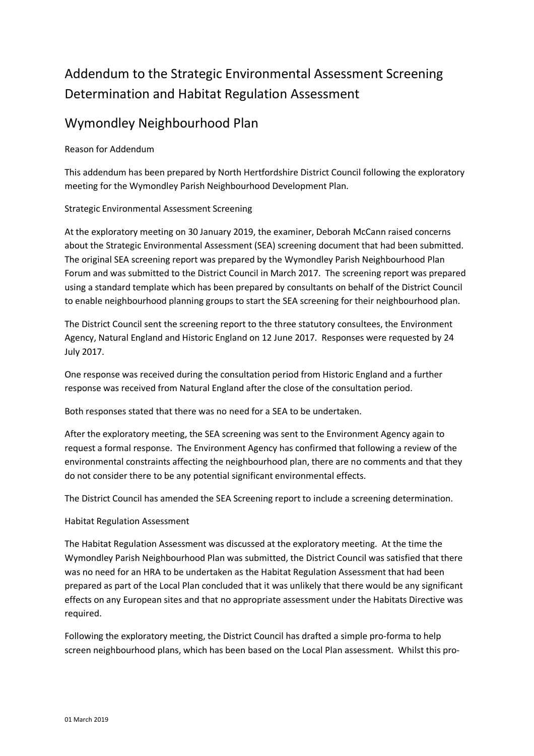# Addendum to the Strategic Environmental Assessment Screening Determination and Habitat Regulation Assessment

## Wymondley Neighbourhood Plan

Reason for Addendum

This addendum has been prepared by North Hertfordshire District Council following the exploratory meeting for the Wymondley Parish Neighbourhood Development Plan.

Strategic Environmental Assessment Screening

At the exploratory meeting on 30 January 2019, the examiner, Deborah McCann raised concerns about the Strategic Environmental Assessment (SEA) screening document that had been submitted. The original SEA screening report was prepared by the Wymondley Parish Neighbourhood Plan Forum and was submitted to the District Council in March 2017. The screening report was prepared using a standard template which has been prepared by consultants on behalf of the District Council to enable neighbourhood planning groups to start the SEA screening for their neighbourhood plan.

The District Council sent the screening report to the three statutory consultees, the Environment Agency, Natural England and Historic England on 12 June 2017. Responses were requested by 24 July 2017.

One response was received during the consultation period from Historic England and a further response was received from Natural England after the close of the consultation period.

Both responses stated that there was no need for a SEA to be undertaken.

After the exploratory meeting, the SEA screening was sent to the Environment Agency again to request a formal response. The Environment Agency has confirmed that following a review of the environmental constraints affecting the neighbourhood plan, there are no comments and that they do not consider there to be any potential significant environmental effects.

The District Council has amended the SEA Screening report to include a screening determination.

Habitat Regulation Assessment

The Habitat Regulation Assessment was discussed at the exploratory meeting. At the time the Wymondley Parish Neighbourhood Plan was submitted, the District Council was satisfied that there was no need for an HRA to be undertaken as the Habitat Regulation Assessment that had been prepared as part of the Local Plan concluded that it was unlikely that there would be any significant effects on any European sites and that no appropriate assessment under the Habitats Directive was required.

Following the exploratory meeting, the District Council has drafted a simple pro-forma to help screen neighbourhood plans, which has been based on the Local Plan assessment. Whilst this pro-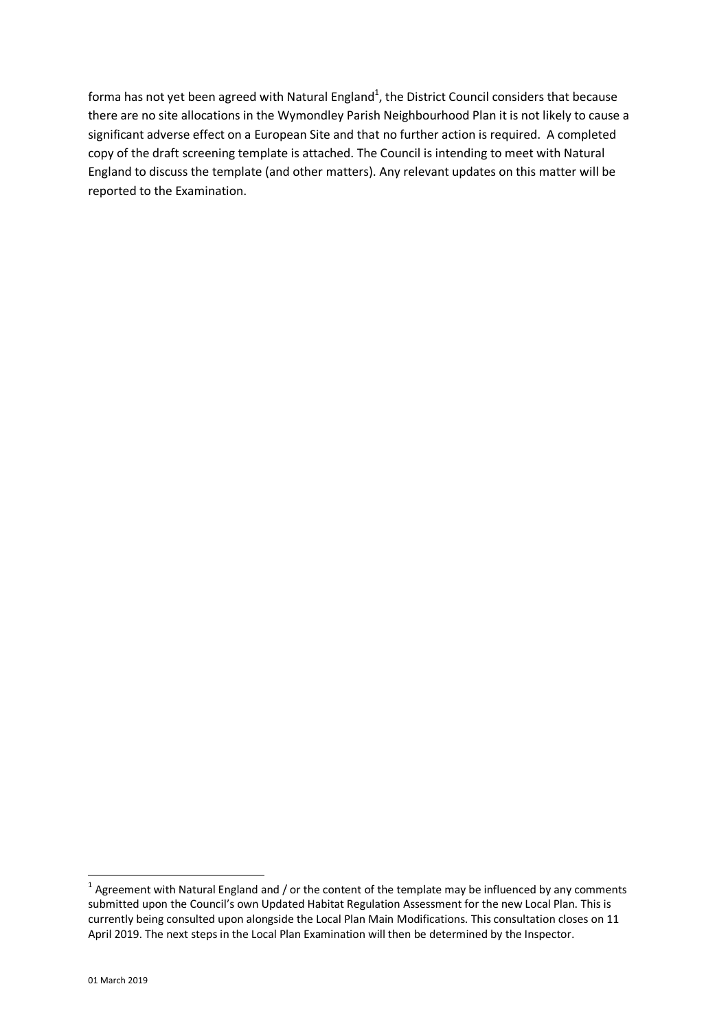forma has not yet been agreed with Natural England[1], the District Council considers that because there are no site allocations in the Wymondley Parish Neighbourhood Plan it is not likely to cause a significant adverse effect on a European Site and that no further action is required. A completed copy of the draft screening template is attached. The Council is intending to meet with Natural England to discuss the template (and other matters). Any relevant updates on this matter will be reported to the Examination.

[1] Agreement with Natural England and / or the content of the template may be influenced by any comments submitted upon the Council's own Updated Habitat Regulation Assessment for the new Local Plan. This is currently being consulted upon alongside the Local Plan Main Modifications. This consultation closes on 11 April 2019. The next steps in the Local Plan Examination will then be determined by the Inspector.

01 March 2019